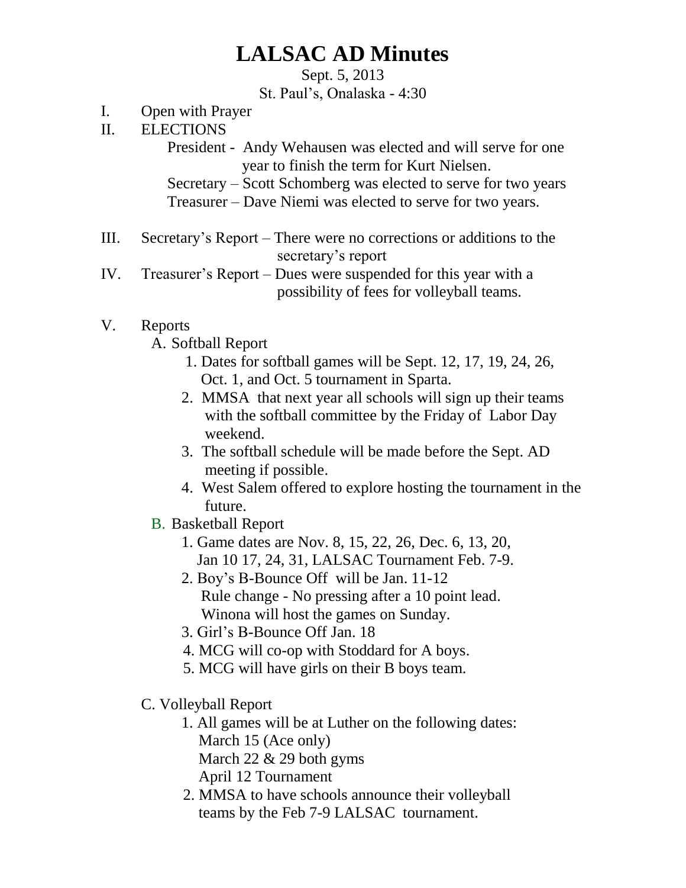# LALSAC AD Minutes

Sept. 5, 2013

St. Paul's, Onalaska - 4:30

I. Open with Prayer

II. ELECTIONS

President - Andy Wehausen was elected and will serve for one year to finish the term for Kurt Nielsen.

Secretary – Scott Schomberg was elected to serve for two years

Treasurer – Dave Niemi was elected to serve for two years.

III. Secretary's Report – There were no corrections or additions to the secretary's report

IV. Treasurer's Report – Dues were suspended for this year with a possibility of fees for volleyball teams.

V. Reports

A. Softball Report

1. Dates for softball games will be Sept. 12, 17, 19, 24, 26, Oct. 1, and Oct. 5 tournament in Sparta.
2. MMSA that next year all schools will sign up their teams with the softball committee by the Friday of Labor Day weekend.
3. The softball schedule will be made before the Sept. AD meeting if possible.
4. West Salem offered to explore hosting the tournament in the future.

B. Basketball Report

1. Game dates are Nov. 8, 15, 22, 26, Dec. 6, 13, 20, Jan 10 17, 24, 31, LALSAC Tournament Feb. 7-9.
2. Boy's B-Bounce Off will be Jan. 11-12
   Rule change - No pressing after a 10 point lead.
   Winona will host the games on Sunday.
3. Girl's B-Bounce Off Jan. 18
4. MCG will co-op with Stoddard for A boys.
5. MCG will have girls on their B boys team.

C. Volleyball Report

1. All games will be at Luther on the following dates:
   March 15 (Ace only)
   March 22 & 29 both gyms
   April 12 Tournament
2. MMSA to have schools announce their volleyball teams by the Feb 7-9 LALSAC tournament.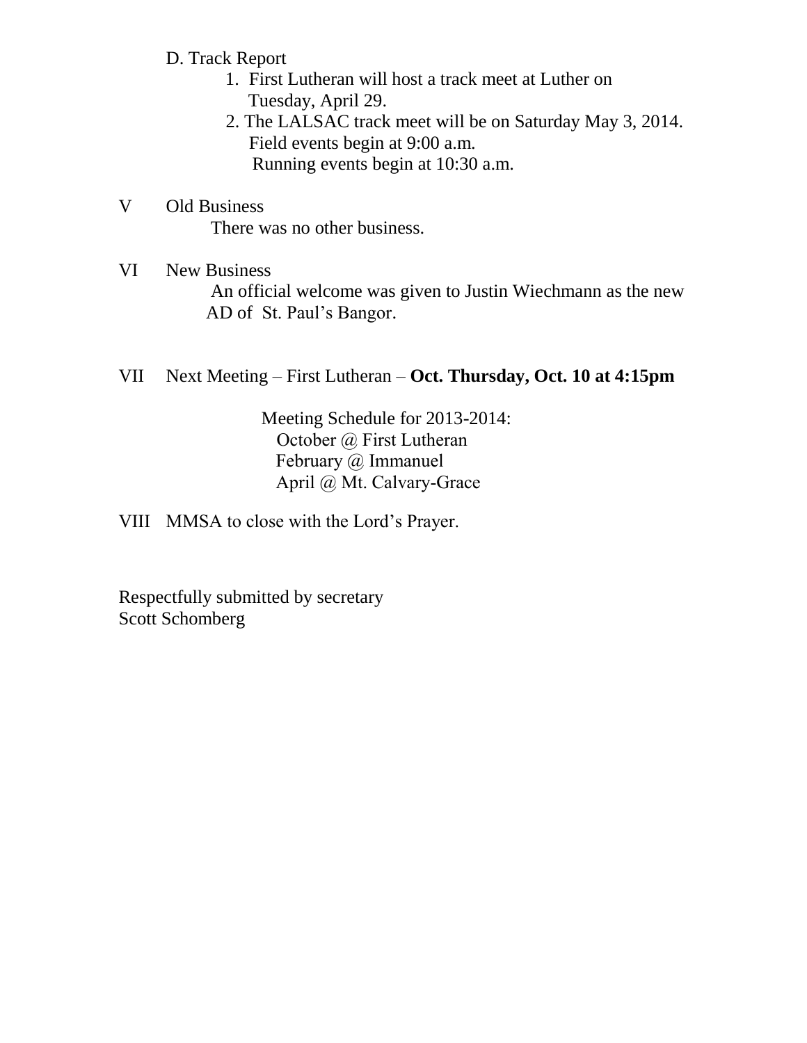D. Track Report

1. First Lutheran will host a track meet at Luther on Tuesday, April 29.
2. The LALSAC track meet will be on Saturday May 3, 2014.
   Field events begin at 9:00 a.m.
   Running events begin at 10:30 a.m.

V Old Business

There was no other business.

VI New Business

An official welcome was given to Justin Wiechmann as the new AD of St. Paul's Bangor.

VII Next Meeting – First Lutheran – **Oct. Thursday, Oct. 10 at 4:15pm**

Meeting Schedule for 2013-2014:
October @ First Lutheran
February @ Immanuel
April @ Mt. Calvary-Grace

VIII MMSA to close with the Lord's Prayer.

Respectfully submitted by secretary
Scott Schomberg